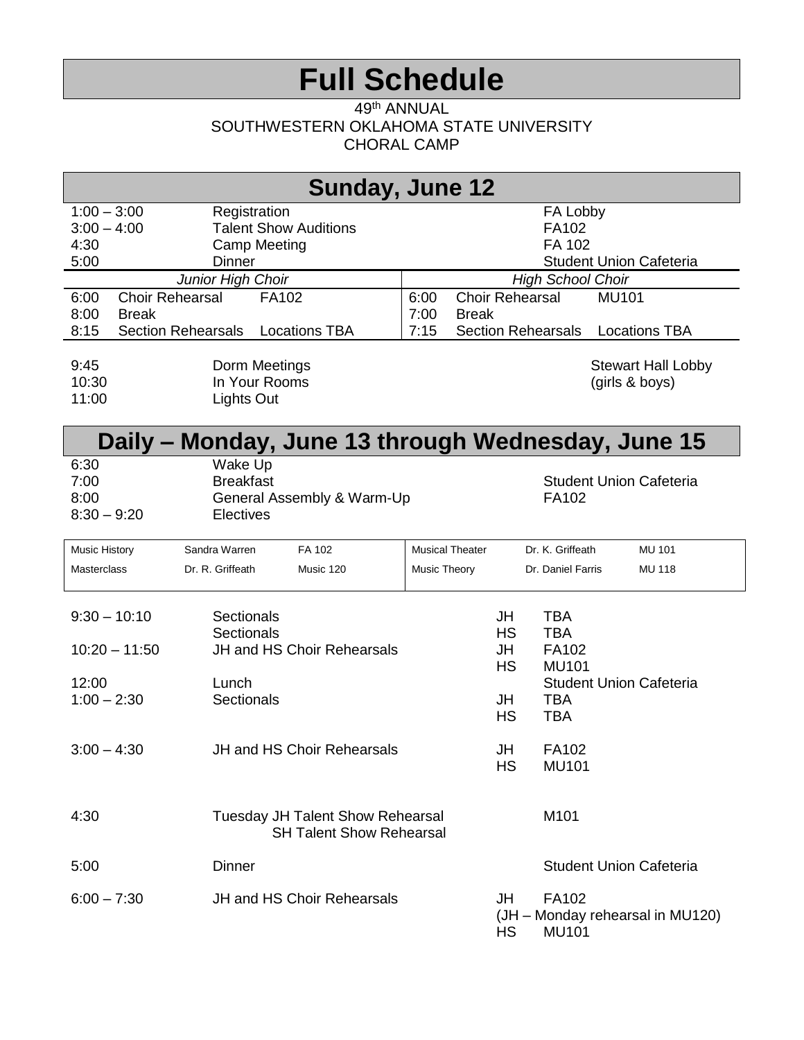# Full Schedule

49th ANNUAL
SOUTHWESTERN OKLAHOMA STATE UNIVERSITY
CHORAL CAMP

## Sunday, June 12

| Time | Event | Location |
|---|---|---|
| 1:00 – 3:00 | Registration | FA Lobby |
| 3:00 – 4:00 | Talent Show Auditions | FA102 |
| 4:30 | Camp Meeting | FA 102 |
| 5:00 | Dinner | Student Union Cafeteria |

| *Junior High Choir* | | | *High School Choir* | | |
|---|---|---|---|---|---|
| 6:00 | Choir Rehearsal | FA102 | 6:00 | Choir Rehearsal | MU101 |
| 8:00 | Break | | 7:00 | Break | |
| 8:15 | Section Rehearsals | Locations TBA | 7:15 | Section Rehearsals | Locations TBA |

| Time | Event | Location |
|---|---|---|
| 9:45 | Dorm Meetings | Stewart Hall Lobby |
| 10:30 | In Your Rooms | (girls & boys) |
| 11:00 | Lights Out | |

## Daily – Monday, June 13 through Wednesday, June 15

| Time | Event | Location |
|---|---|---|
| 6:30 | Wake Up | |
| 7:00 | Breakfast | Student Union Cafeteria |
| 8:00 | General Assembly & Warm-Up | FA102 |
| 8:30 – 9:20 | Electives | |

| | | | | | |
|---|---|---|---|---|---|
| Music History | Sandra Warren | FA 102 | Musical Theater | Dr. K. Griffeath | MU 101 |
| Masterclass | Dr. R. Griffeath | Music 120 | Music Theory | Dr. Daniel Farris | MU 118 |

| Time | Event | Group | Location |
|---|---|---|---|
| 9:30 – 10:10 | Sectionals | JH | TBA |
| | Sectionals | HS | TBA |
| 10:20 – 11:50 | JH and HS Choir Rehearsals | JH | FA102 |
| | | HS | MU101 |
| 12:00 | Lunch | | Student Union Cafeteria |
| 1:00 – 2:30 | Sectionals | JH | TBA |
| | | HS | TBA |
| 3:00 – 4:30 | JH and HS Choir Rehearsals | JH | FA102 |
| | | HS | MU101 |
| 4:30 | Tuesday JH Talent Show Rehearsal<br>SH Talent Show Rehearsal | | M101 |
| 5:00 | Dinner | | Student Union Cafeteria |
| 6:00 – 7:30 | JH and HS Choir Rehearsals | JH | FA102<br>(JH – Monday rehearsal in MU120) |
| | | HS | MU101 |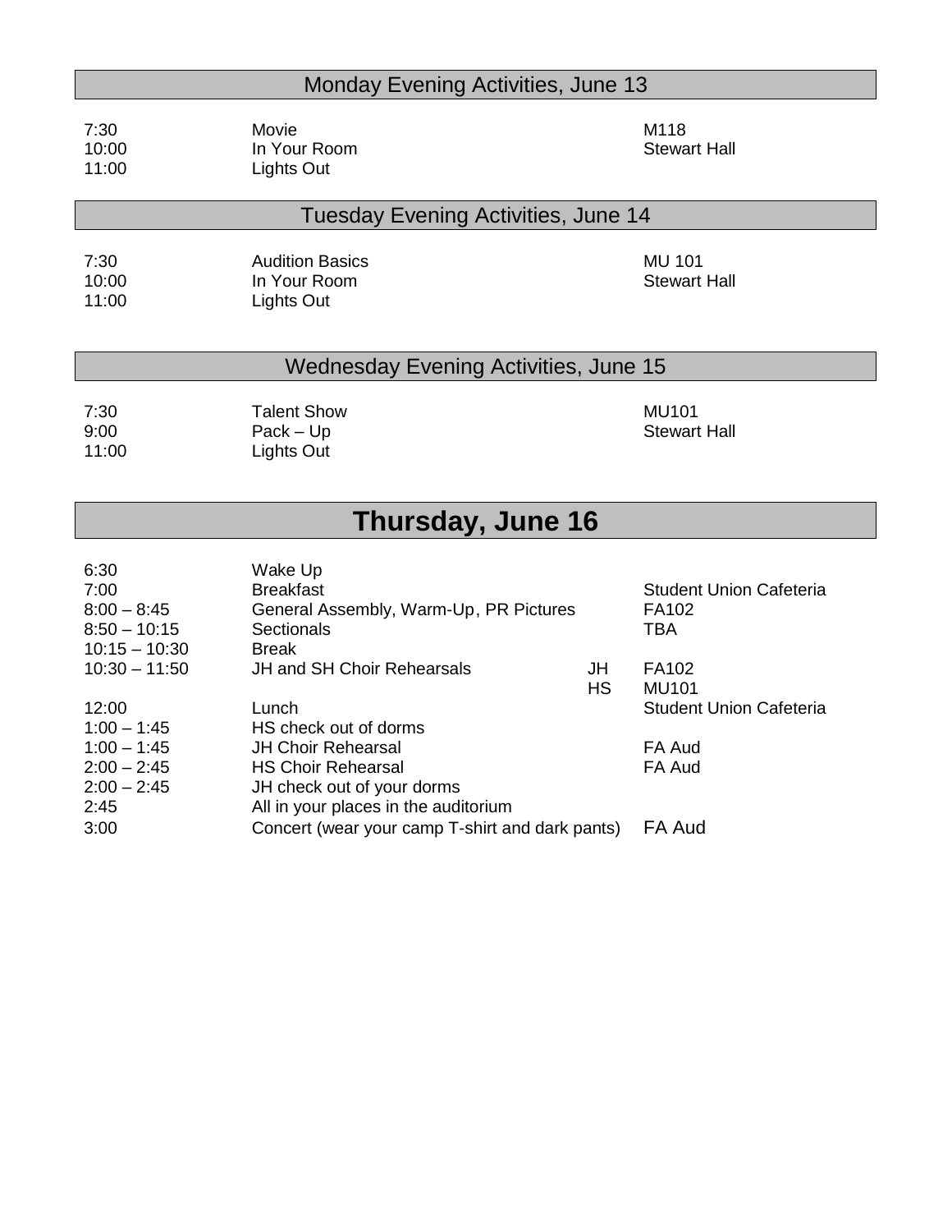## Monday Evening Activities, June 13

| | | |
|---|---|---|
| 7:30 | Movie | M118 |
| 10:00 | In Your Room | Stewart Hall |
| 11:00 | Lights Out | |

## Tuesday Evening Activities, June 14

| | | |
|---|---|---|
| 7:30 | Audition Basics | MU 101 |
| 10:00 | In Your Room | Stewart Hall |
| 11:00 | Lights Out | |

## Wednesday Evening Activities, June 15

| | | |
|---|---|---|
| 7:30 | Talent Show | MU101 |
| 9:00 | Pack – Up | Stewart Hall |
| 11:00 | Lights Out | |

# Thursday, June 16

| | | | |
|---|---|---|---|
| 6:30 | Wake Up | | |
| 7:00 | Breakfast | | Student Union Cafeteria |
| 8:00 – 8:45 | General Assembly, Warm-Up, PR Pictures | | FA102 |
| 8:50 – 10:15 | Sectionals | | TBA |
| 10:15 – 10:30 | Break | | |
| 10:30 – 11:50 | JH and SH Choir Rehearsals | JH | FA102 |
| | | HS | MU101 |
| 12:00 | Lunch | | Student Union Cafeteria |
| 1:00 – 1:45 | HS check out of dorms | | |
| 1:00 – 1:45 | JH Choir Rehearsal | | FA Aud |
| 2:00 – 2:45 | HS Choir Rehearsal | | FA Aud |
| 2:00 – 2:45 | JH check out of your dorms | | |
| 2:45 | All in your places in the auditorium | | |
| 3:00 | Concert (wear your camp T-shirt and dark pants) | | FA Aud |